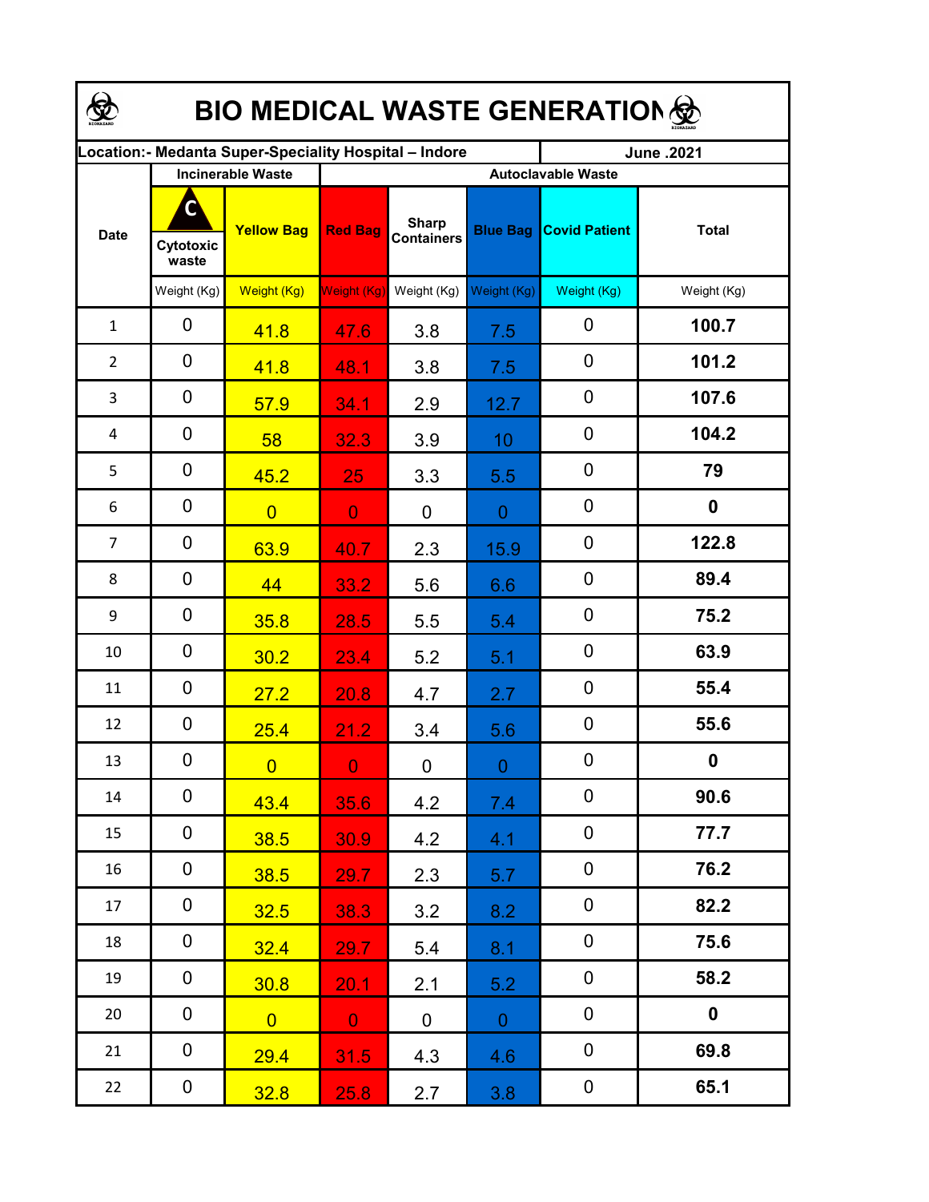# BIO MEDICAL WASTE GENERATION

| Location:- Medanta Super-Speciality Hospital – Indore | | | | | | | June .2021 |
|---|---|---|---|---|---|---|---|
| Date | Incinerable Waste | | Autoclavable Waste | | | | |
| | Cytotoxic waste | Yellow Bag | Red Bag | Sharp Containers | Blue Bag | Covid Patient | Total |
| | Weight (Kg) | Weight (Kg) | Weight (Kg) | Weight (Kg) | Weight (Kg) | Weight (Kg) | Weight (Kg) |
| 1 | 0 | 41.8 | 47.6 | 3.8 | 7.5 | 0 | **100.7** |
| 2 | 0 | 41.8 | 48.1 | 3.8 | 7.5 | 0 | **101.2** |
| 3 | 0 | 57.9 | 34.1 | 2.9 | 12.7 | 0 | **107.6** |
| 4 | 0 | 58 | 32.3 | 3.9 | 10 | 0 | **104.2** |
| 5 | 0 | 45.2 | 25 | 3.3 | 5.5 | 0 | **79** |
| 6 | 0 | 0 | 0 | 0 | 0 | 0 | **0** |
| 7 | 0 | 63.9 | 40.7 | 2.3 | 15.9 | 0 | **122.8** |
| 8 | 0 | 44 | 33.2 | 5.6 | 6.6 | 0 | **89.4** |
| 9 | 0 | 35.8 | 28.5 | 5.5 | 5.4 | 0 | **75.2** |
| 10 | 0 | 30.2 | 23.4 | 5.2 | 5.1 | 0 | **63.9** |
| 11 | 0 | 27.2 | 20.8 | 4.7 | 2.7 | 0 | **55.4** |
| 12 | 0 | 25.4 | 21.2 | 3.4 | 5.6 | 0 | **55.6** |
| 13 | 0 | 0 | 0 | 0 | 0 | 0 | **0** |
| 14 | 0 | 43.4 | 35.6 | 4.2 | 7.4 | 0 | **90.6** |
| 15 | 0 | 38.5 | 30.9 | 4.2 | 4.1 | 0 | **77.7** |
| 16 | 0 | 38.5 | 29.7 | 2.3 | 5.7 | 0 | **76.2** |
| 17 | 0 | 32.5 | 38.3 | 3.2 | 8.2 | 0 | **82.2** |
| 18 | 0 | 32.4 | 29.7 | 5.4 | 8.1 | 0 | **75.6** |
| 19 | 0 | 30.8 | 20.1 | 2.1 | 5.2 | 0 | **58.2** |
| 20 | 0 | 0 | 0 | 0 | 0 | 0 | **0** |
| 21 | 0 | 29.4 | 31.5 | 4.3 | 4.6 | 0 | **69.8** |
| 22 | 0 | 32.8 | 25.8 | 2.7 | 3.8 | 0 | **65.1** |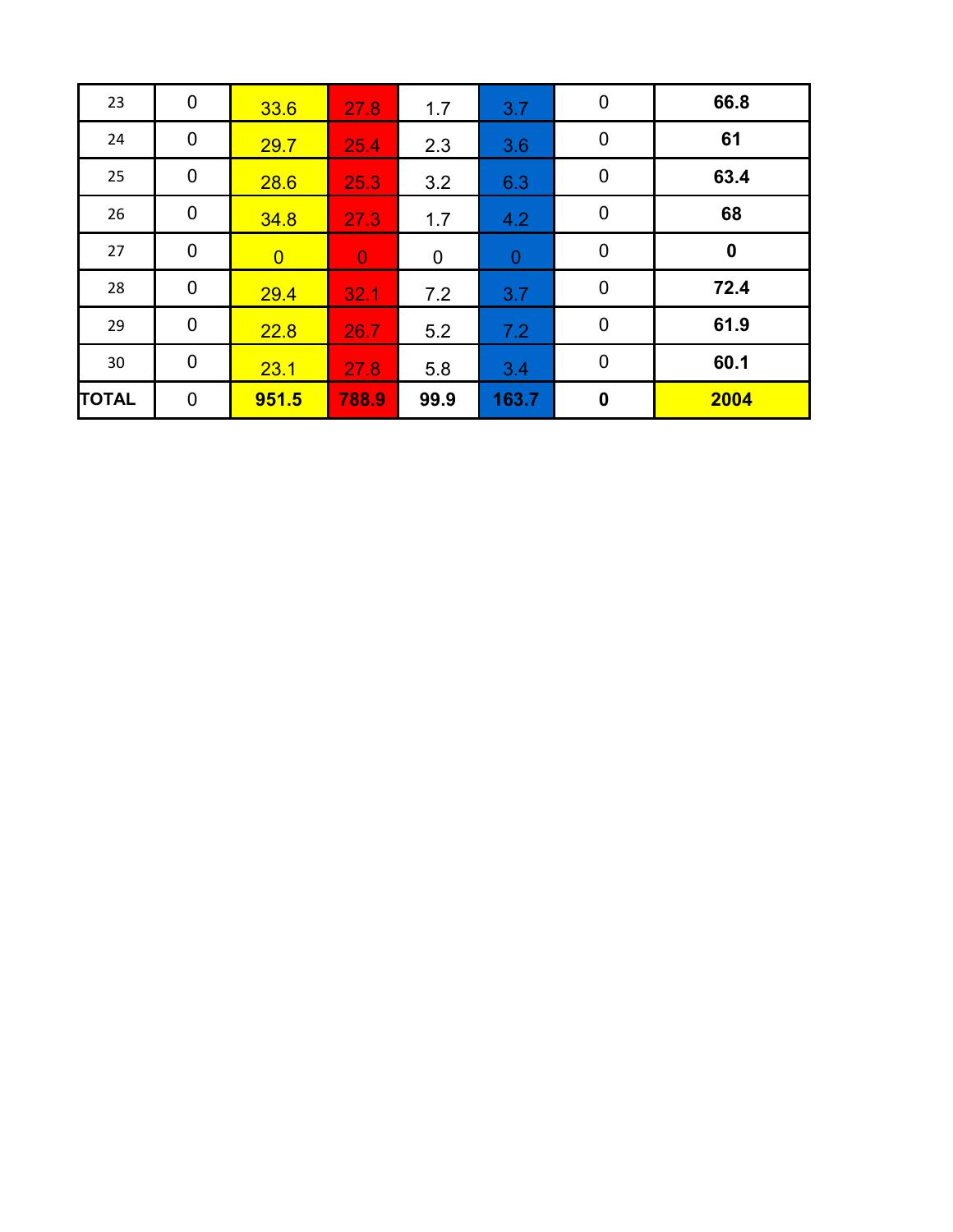| | | | | | | | |
|---|---|---|---|---|---|---|---|
| 23 | 0 | 33.6 | 27.8 | 1.7 | 3.7 | 0 | **66.8** |
| 24 | 0 | 29.7 | 25.4 | 2.3 | 3.6 | 0 | **61** |
| 25 | 0 | 28.6 | 25.3 | 3.2 | 6.3 | 0 | **63.4** |
| 26 | 0 | 34.8 | 27.3 | 1.7 | 4.2 | 0 | **68** |
| 27 | 0 | 0 | 0 | 0 | 0 | 0 | **0** |
| 28 | 0 | 29.4 | 32.1 | 7.2 | 3.7 | 0 | **72.4** |
| 29 | 0 | 22.8 | 26.7 | 5.2 | 7.2 | 0 | **61.9** |
| 30 | 0 | 23.1 | 27.8 | 5.8 | 3.4 | 0 | **60.1** |
| **TOTAL** | 0 | **951.5** | **788.9** | **99.9** | **163.7** | **0** | **2004** |